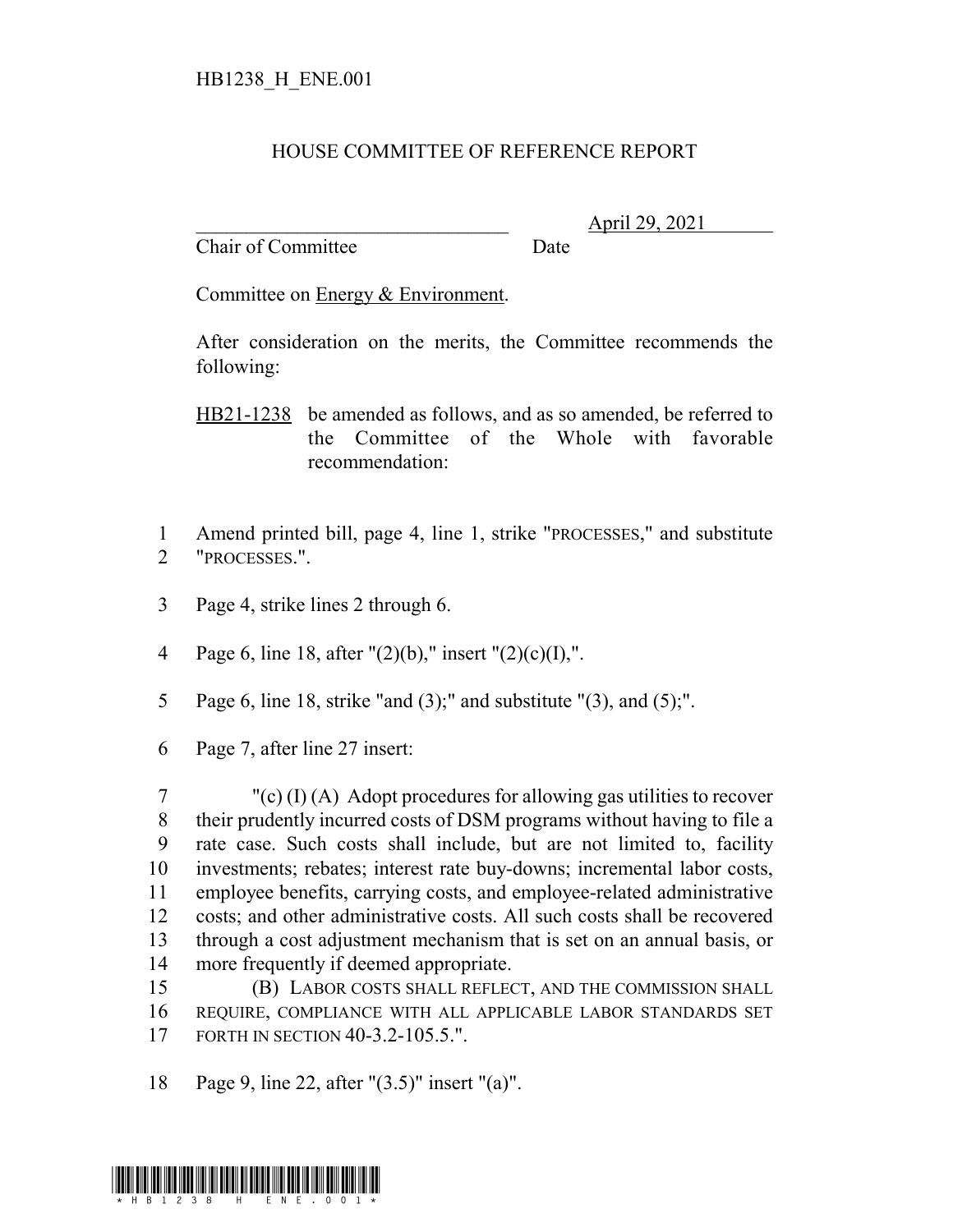HB1238_H_ENE.001

# HOUSE COMMITTEE OF REFERENCE REPORT

_______________________________ April 29, 2021
Chair of Committee Date

Committee on Energy & Environment.

After consideration on the merits, the Committee recommends the following:

HB21-1238 be amended as follows, and as so amended, be referred to the Committee of the Whole with favorable recommendation:

1 Amend printed bill, page 4, line 1, strike "PROCESSES," and substitute
2 "PROCESSES.".

3 Page 4, strike lines 2 through 6.

4 Page 6, line 18, after "(2)(b)," insert "(2)(c)(I),".

5 Page 6, line 18, strike "and (3);" and substitute "(3), and (5);".

6 Page 7, after line 27 insert:

7 "(c) (I) (A) Adopt procedures for allowing gas utilities to recover
8 their prudently incurred costs of DSM programs without having to file a
9 rate case. Such costs shall include, but are not limited to, facility
10 investments; rebates; interest rate buy-downs; incremental labor costs,
11 employee benefits, carrying costs, and employee-related administrative
12 costs; and other administrative costs. All such costs shall be recovered
13 through a cost adjustment mechanism that is set on an annual basis, or
14 more frequently if deemed appropriate.
15 (B) LABOR COSTS SHALL REFLECT, AND THE COMMISSION SHALL
16 REQUIRE, COMPLIANCE WITH ALL APPLICABLE LABOR STANDARDS SET
17 FORTH IN SECTION 40-3.2-105.5.".

18 Page 9, line 22, after "(3.5)" insert "(a)".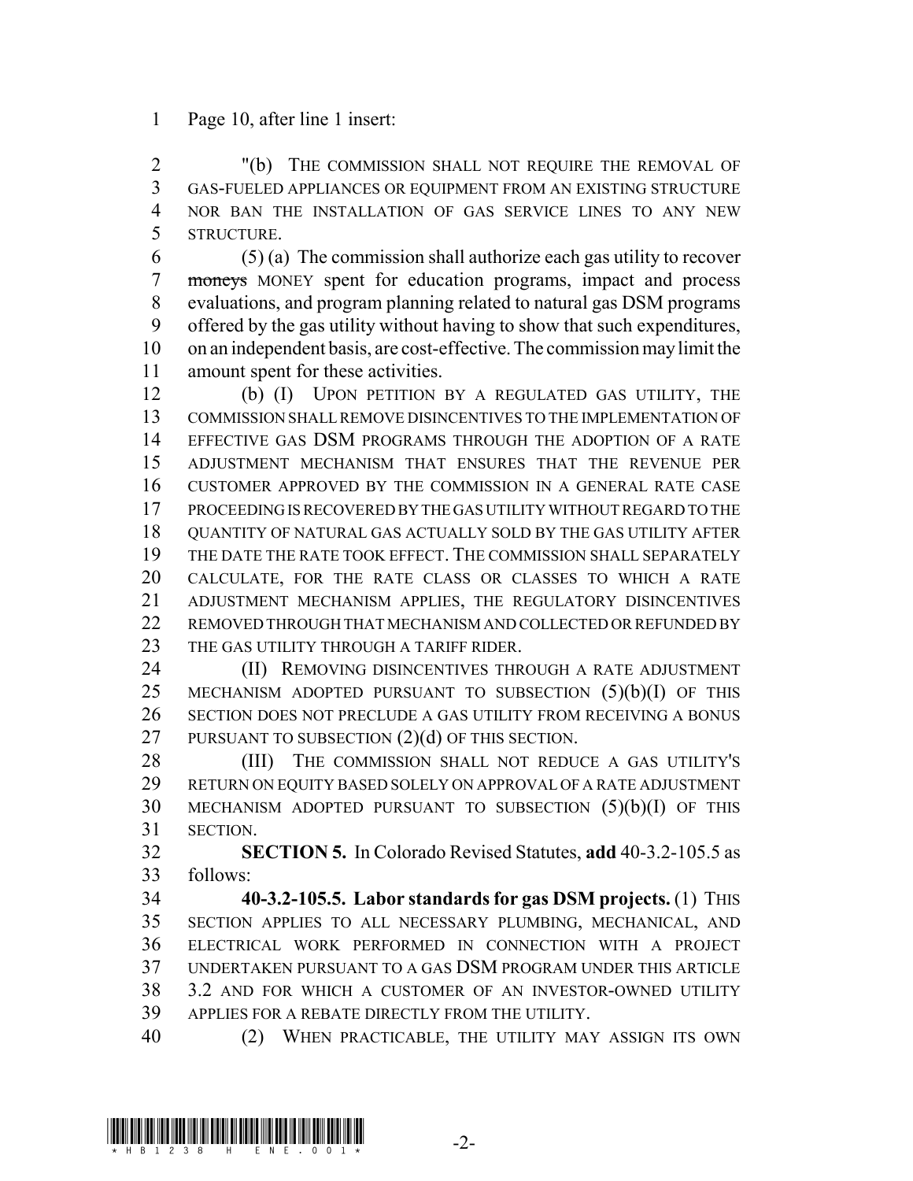Page 10, after line 1 insert:

"(b) THE COMMISSION SHALL NOT REQUIRE THE REMOVAL OF GAS-FUELED APPLIANCES OR EQUIPMENT FROM AN EXISTING STRUCTURE NOR BAN THE INSTALLATION OF GAS SERVICE LINES TO ANY NEW STRUCTURE.

(5) (a) The commission shall authorize each gas utility to recover ~~moneys~~ MONEY spent for education programs, impact and process evaluations, and program planning related to natural gas DSM programs offered by the gas utility without having to show that such expenditures, on an independent basis, are cost-effective. The commission may limit the amount spent for these activities.

(b) (I) UPON PETITION BY A REGULATED GAS UTILITY, THE COMMISSION SHALL REMOVE DISINCENTIVES TO THE IMPLEMENTATION OF EFFECTIVE GAS DSM PROGRAMS THROUGH THE ADOPTION OF A RATE ADJUSTMENT MECHANISM THAT ENSURES THAT THE REVENUE PER CUSTOMER APPROVED BY THE COMMISSION IN A GENERAL RATE CASE PROCEEDING IS RECOVERED BY THE GAS UTILITY WITHOUT REGARD TO THE QUANTITY OF NATURAL GAS ACTUALLY SOLD BY THE GAS UTILITY AFTER THE DATE THE RATE TOOK EFFECT. THE COMMISSION SHALL SEPARATELY CALCULATE, FOR THE RATE CLASS OR CLASSES TO WHICH A RATE ADJUSTMENT MECHANISM APPLIES, THE REGULATORY DISINCENTIVES REMOVED THROUGH THAT MECHANISM AND COLLECTED OR REFUNDED BY THE GAS UTILITY THROUGH A TARIFF RIDER.

(II) REMOVING DISINCENTIVES THROUGH A RATE ADJUSTMENT MECHANISM ADOPTED PURSUANT TO SUBSECTION (5)(b)(I) OF THIS SECTION DOES NOT PRECLUDE A GAS UTILITY FROM RECEIVING A BONUS PURSUANT TO SUBSECTION (2)(d) OF THIS SECTION.

(III) THE COMMISSION SHALL NOT REDUCE A GAS UTILITY'S RETURN ON EQUITY BASED SOLELY ON APPROVAL OF A RATE ADJUSTMENT MECHANISM ADOPTED PURSUANT TO SUBSECTION (5)(b)(I) OF THIS SECTION.

**SECTION 5.** In Colorado Revised Statutes, **add** 40-3.2-105.5 as follows:

**40-3.2-105.5. Labor standards for gas DSM projects.** (1) THIS SECTION APPLIES TO ALL NECESSARY PLUMBING, MECHANICAL, AND ELECTRICAL WORK PERFORMED IN CONNECTION WITH A PROJECT UNDERTAKEN PURSUANT TO A GAS DSM PROGRAM UNDER THIS ARTICLE 3.2 AND FOR WHICH A CUSTOMER OF AN INVESTOR-OWNED UTILITY APPLIES FOR A REBATE DIRECTLY FROM THE UTILITY.

(2) WHEN PRACTICABLE, THE UTILITY MAY ASSIGN ITS OWN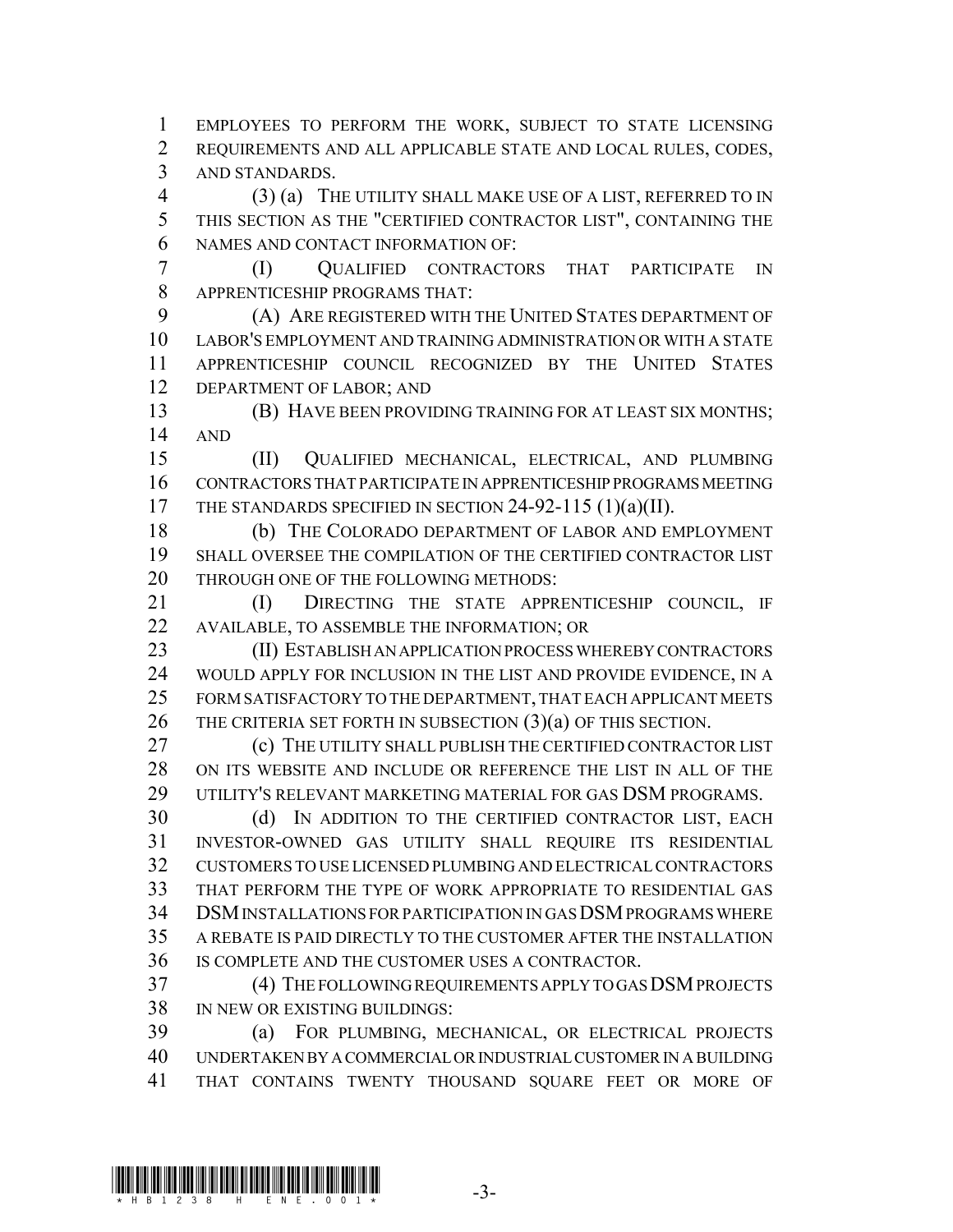EMPLOYEES TO PERFORM THE WORK, SUBJECT TO STATE LICENSING REQUIREMENTS AND ALL APPLICABLE STATE AND LOCAL RULES, CODES, AND STANDARDS.

(3) (a) THE UTILITY SHALL MAKE USE OF A LIST, REFERRED TO IN THIS SECTION AS THE "CERTIFIED CONTRACTOR LIST", CONTAINING THE NAMES AND CONTACT INFORMATION OF:

(I) QUALIFIED CONTRACTORS THAT PARTICIPATE IN APPRENTICESHIP PROGRAMS THAT:

(A) ARE REGISTERED WITH THE UNITED STATES DEPARTMENT OF LABOR'S EMPLOYMENT AND TRAINING ADMINISTRATION OR WITH A STATE APPRENTICESHIP COUNCIL RECOGNIZED BY THE UNITED STATES DEPARTMENT OF LABOR; AND

(B) HAVE BEEN PROVIDING TRAINING FOR AT LEAST SIX MONTHS; AND

(II) QUALIFIED MECHANICAL, ELECTRICAL, AND PLUMBING CONTRACTORS THAT PARTICIPATE IN APPRENTICESHIP PROGRAMS MEETING THE STANDARDS SPECIFIED IN SECTION 24-92-115 (1)(a)(II).

(b) THE COLORADO DEPARTMENT OF LABOR AND EMPLOYMENT SHALL OVERSEE THE COMPILATION OF THE CERTIFIED CONTRACTOR LIST THROUGH ONE OF THE FOLLOWING METHODS:

(I) DIRECTING THE STATE APPRENTICESHIP COUNCIL, IF AVAILABLE, TO ASSEMBLE THE INFORMATION; OR

(II) ESTABLISH AN APPLICATION PROCESS WHEREBY CONTRACTORS WOULD APPLY FOR INCLUSION IN THE LIST AND PROVIDE EVIDENCE, IN A FORM SATISFACTORY TO THE DEPARTMENT, THAT EACH APPLICANT MEETS THE CRITERIA SET FORTH IN SUBSECTION (3)(a) OF THIS SECTION.

(c) THE UTILITY SHALL PUBLISH THE CERTIFIED CONTRACTOR LIST ON ITS WEBSITE AND INCLUDE OR REFERENCE THE LIST IN ALL OF THE UTILITY'S RELEVANT MARKETING MATERIAL FOR GAS DSM PROGRAMS.

(d) IN ADDITION TO THE CERTIFIED CONTRACTOR LIST, EACH INVESTOR-OWNED GAS UTILITY SHALL REQUIRE ITS RESIDENTIAL CUSTOMERS TO USE LICENSED PLUMBING AND ELECTRICAL CONTRACTORS THAT PERFORM THE TYPE OF WORK APPROPRIATE TO RESIDENTIAL GAS DSM INSTALLATIONS FOR PARTICIPATION IN GAS DSM PROGRAMS WHERE A REBATE IS PAID DIRECTLY TO THE CUSTOMER AFTER THE INSTALLATION IS COMPLETE AND THE CUSTOMER USES A CONTRACTOR.

(4) THE FOLLOWING REQUIREMENTS APPLY TO GAS DSM PROJECTS IN NEW OR EXISTING BUILDINGS:

(a) FOR PLUMBING, MECHANICAL, OR ELECTRICAL PROJECTS UNDERTAKEN BY A COMMERCIAL OR INDUSTRIAL CUSTOMER IN A BUILDING THAT CONTAINS TWENTY THOUSAND SQUARE FEET OR MORE OF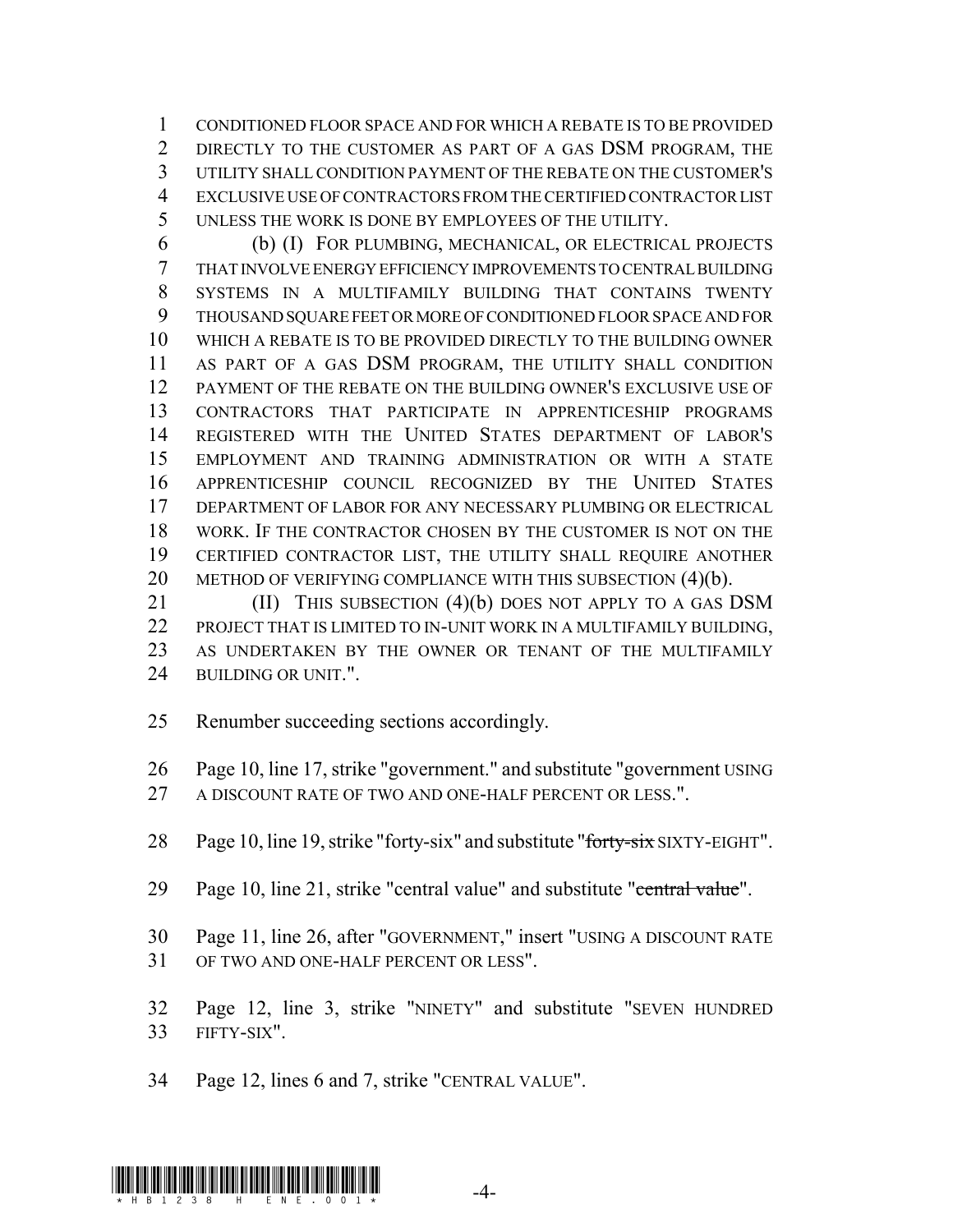CONDITIONED FLOOR SPACE AND FOR WHICH A REBATE IS TO BE PROVIDED DIRECTLY TO THE CUSTOMER AS PART OF A GAS DSM PROGRAM, THE UTILITY SHALL CONDITION PAYMENT OF THE REBATE ON THE CUSTOMER'S EXCLUSIVE USE OF CONTRACTORS FROM THE CERTIFIED CONTRACTOR LIST UNLESS THE WORK IS DONE BY EMPLOYEES OF THE UTILITY.

(b) (I) FOR PLUMBING, MECHANICAL, OR ELECTRICAL PROJECTS THAT INVOLVE ENERGY EFFICIENCY IMPROVEMENTS TO CENTRAL BUILDING SYSTEMS IN A MULTIFAMILY BUILDING THAT CONTAINS TWENTY THOUSAND SQUARE FEET OR MORE OF CONDITIONED FLOOR SPACE AND FOR WHICH A REBATE IS TO BE PROVIDED DIRECTLY TO THE BUILDING OWNER AS PART OF A GAS DSM PROGRAM, THE UTILITY SHALL CONDITION PAYMENT OF THE REBATE ON THE BUILDING OWNER'S EXCLUSIVE USE OF CONTRACTORS THAT PARTICIPATE IN APPRENTICESHIP PROGRAMS REGISTERED WITH THE UNITED STATES DEPARTMENT OF LABOR'S EMPLOYMENT AND TRAINING ADMINISTRATION OR WITH A STATE APPRENTICESHIP COUNCIL RECOGNIZED BY THE UNITED STATES DEPARTMENT OF LABOR FOR ANY NECESSARY PLUMBING OR ELECTRICAL WORK. IF THE CONTRACTOR CHOSEN BY THE CUSTOMER IS NOT ON THE CERTIFIED CONTRACTOR LIST, THE UTILITY SHALL REQUIRE ANOTHER METHOD OF VERIFYING COMPLIANCE WITH THIS SUBSECTION (4)(b).

(II) THIS SUBSECTION (4)(b) DOES NOT APPLY TO A GAS DSM PROJECT THAT IS LIMITED TO IN-UNIT WORK IN A MULTIFAMILY BUILDING, AS UNDERTAKEN BY THE OWNER OR TENANT OF THE MULTIFAMILY BUILDING OR UNIT.".

Renumber succeeding sections accordingly.

Page 10, line 17, strike "government." and substitute "government USING A DISCOUNT RATE OF TWO AND ONE-HALF PERCENT OR LESS.".

Page 10, line 19, strike "forty-six" and substitute "~~forty-six~~ SIXTY-EIGHT".

Page 10, line 21, strike "central value" and substitute "~~central value~~".

Page 11, line 26, after "GOVERNMENT," insert "USING A DISCOUNT RATE OF TWO AND ONE-HALF PERCENT OR LESS".

Page 12, line 3, strike "NINETY" and substitute "SEVEN HUNDRED FIFTY-SIX".

Page 12, lines 6 and 7, strike "CENTRAL VALUE".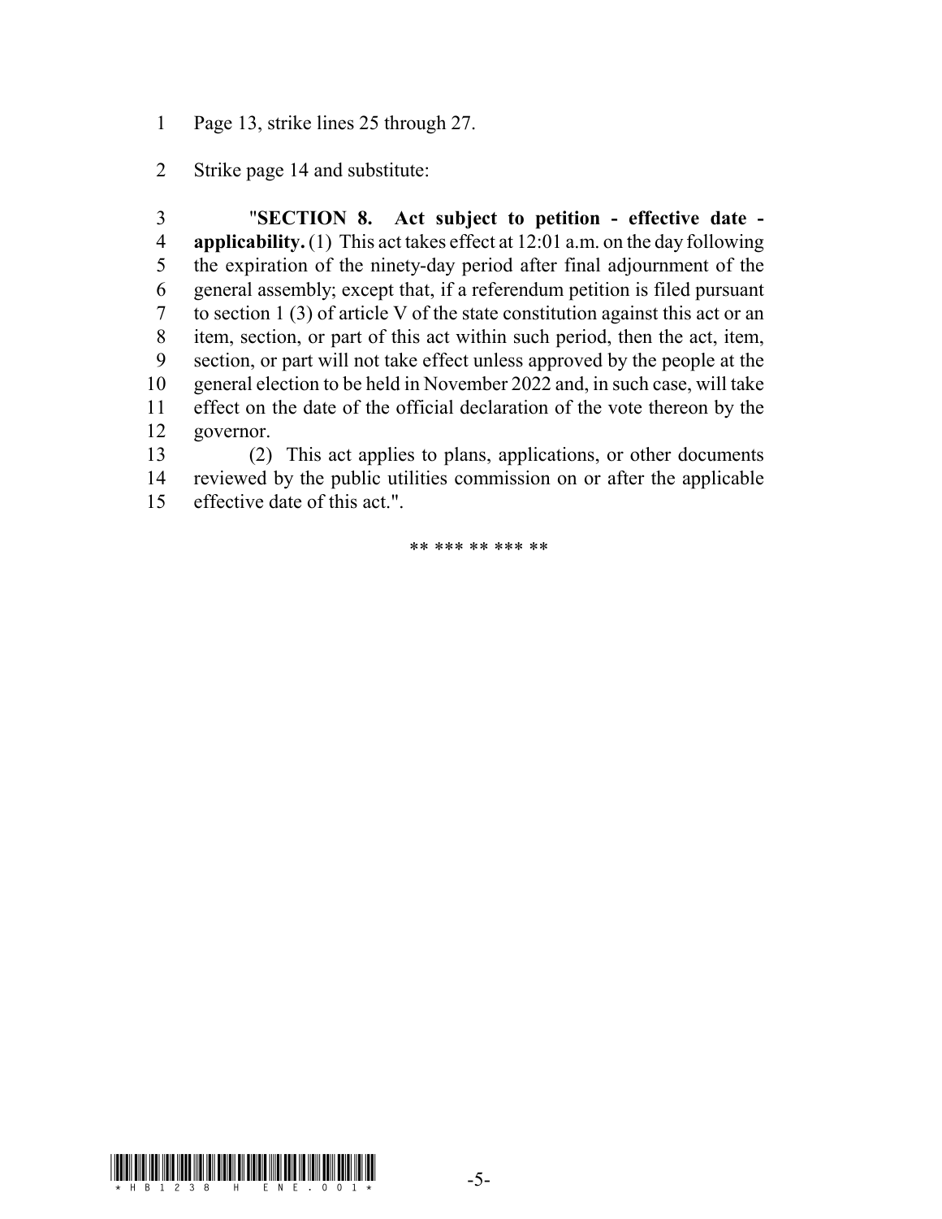Page 13, strike lines 25 through 27.

Strike page 14 and substitute:

"**SECTION 8. Act subject to petition - effective date - applicability.** (1) This act takes effect at 12:01 a.m. on the day following the expiration of the ninety-day period after final adjournment of the general assembly; except that, if a referendum petition is filed pursuant to section 1 (3) of article V of the state constitution against this act or an item, section, or part of this act within such period, then the act, item, section, or part will not take effect unless approved by the people at the general election to be held in November 2022 and, in such case, will take effect on the date of the official declaration of the vote thereon by the governor.

(2) This act applies to plans, applications, or other documents reviewed by the public utilities commission on or after the applicable effective date of this act.".

** *** ** *** **